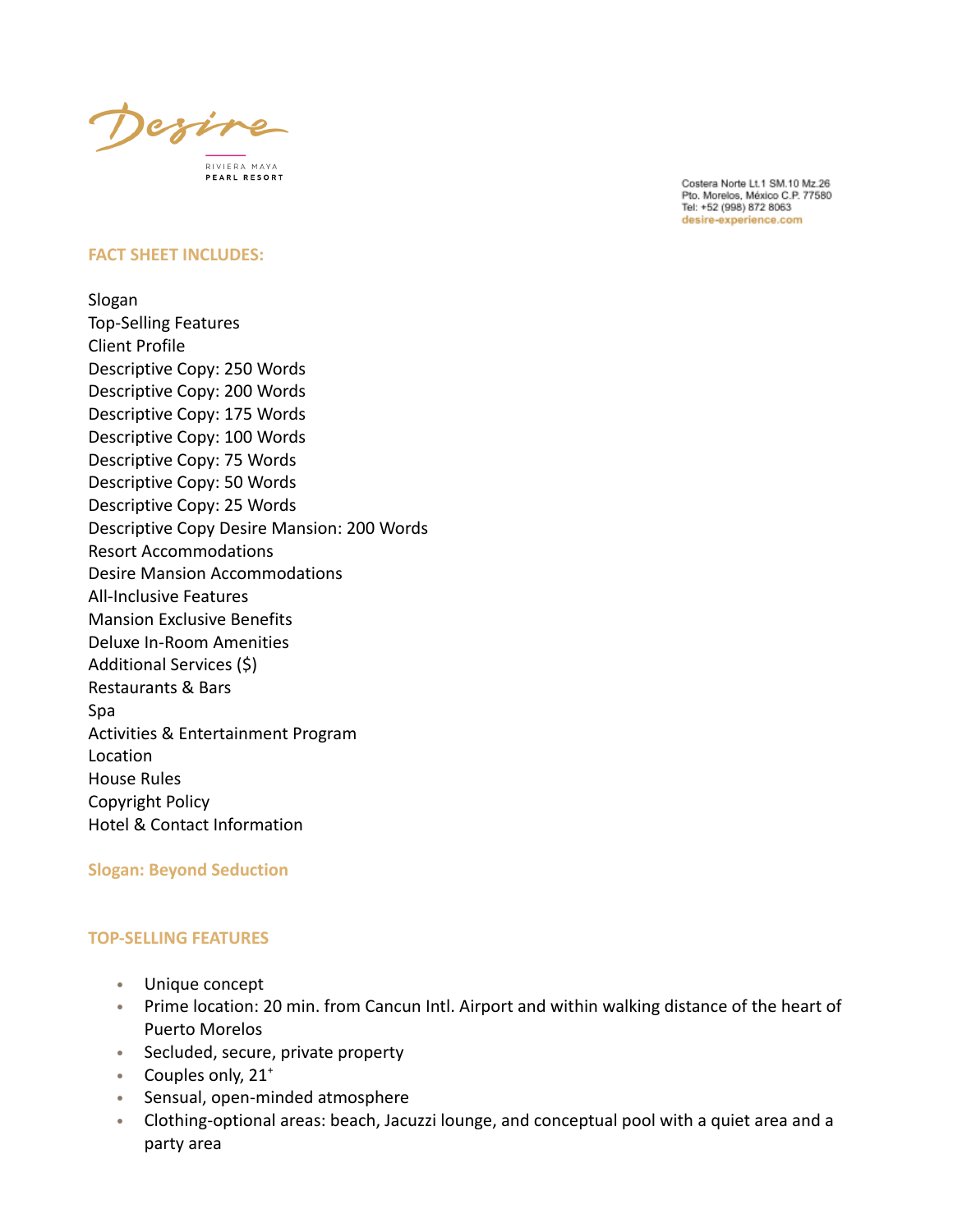Desire

RIVIERA MAYA
PEARL RESORT

Costera Norte Lt.1 SM.10 Mz.26
Pto. Morelos, México C.P. 77580
Tel: +52 (998) 872 8063
desire-experience.com

## FACT SHEET INCLUDES:

Slogan
Top-Selling Features
Client Profile
Descriptive Copy: 250 Words
Descriptive Copy: 200 Words
Descriptive Copy: 175 Words
Descriptive Copy: 100 Words
Descriptive Copy: 75 Words
Descriptive Copy: 50 Words
Descriptive Copy: 25 Words
Descriptive Copy Desire Mansion: 200 Words
Resort Accommodations
Desire Mansion Accommodations
All-Inclusive Features
Mansion Exclusive Benefits
Deluxe In-Room Amenities
Additional Services ($)
Restaurants & Bars
Spa
Activities & Entertainment Program
Location
House Rules
Copyright Policy
Hotel & Contact Information

## Slogan: Beyond Seduction

## TOP-SELLING FEATURES

- Unique concept
- Prime location: 20 min. from Cancun Intl. Airport and within walking distance of the heart of Puerto Morelos
- Secluded, secure, private property
- Couples only, 21+
- Sensual, open-minded atmosphere
- Clothing-optional areas: beach, Jacuzzi lounge, and conceptual pool with a quiet area and a party area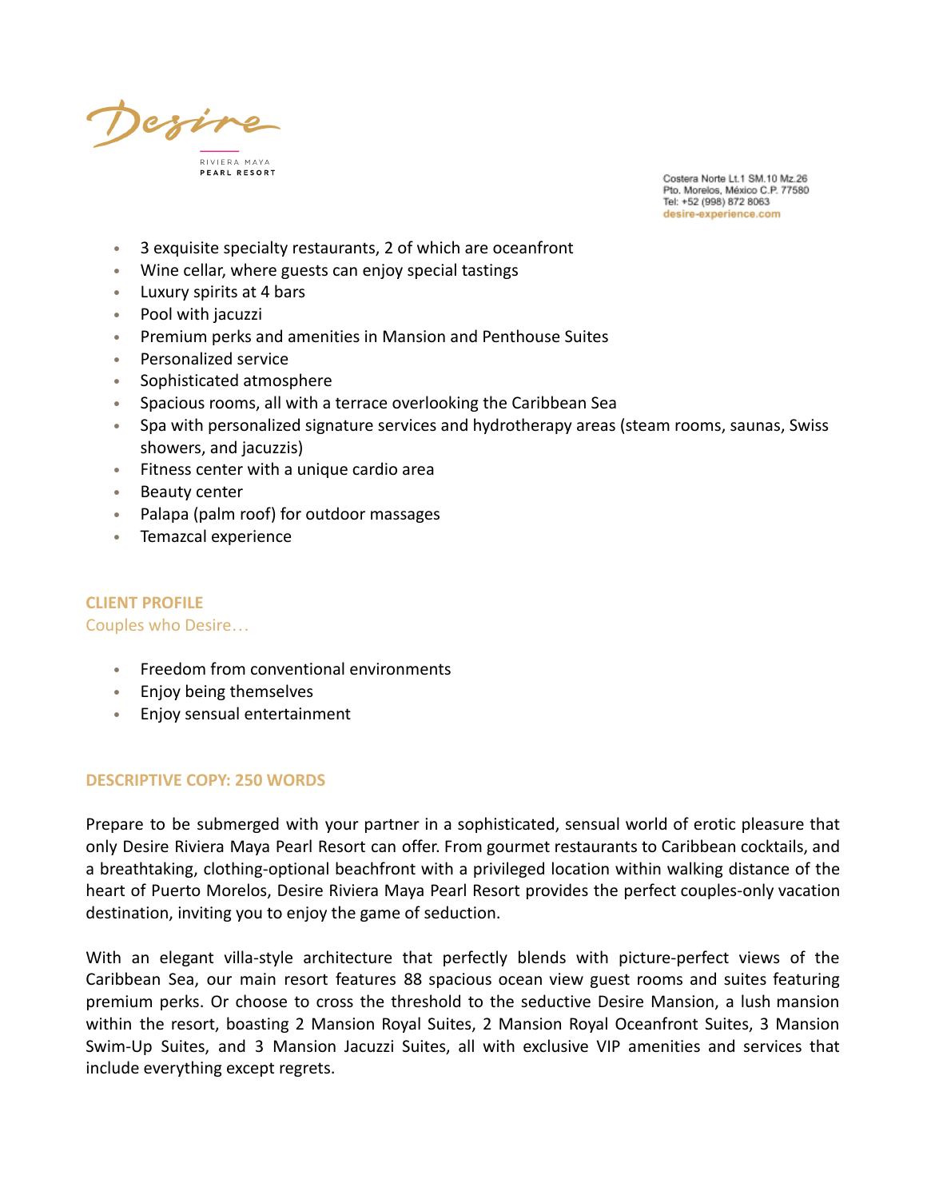- 3 exquisite specialty restaurants, 2 of which are oceanfront
- Wine cellar, where guests can enjoy special tastings
- Luxury spirits at 4 bars
- Pool with jacuzzi
- Premium perks and amenities in Mansion and Penthouse Suites
- Personalized service
- Sophisticated atmosphere
- Spacious rooms, all with a terrace overlooking the Caribbean Sea
- Spa with personalized signature services and hydrotherapy areas (steam rooms, saunas, Swiss showers, and jacuzzis)
- Fitness center with a unique cardio area
- Beauty center
- Palapa (palm roof) for outdoor massages
- Temazcal experience

## CLIENT PROFILE

Couples who Desire…

- Freedom from conventional environments
- Enjoy being themselves
- Enjoy sensual entertainment

## DESCRIPTIVE COPY: 250 WORDS

Prepare to be submerged with your partner in a sophisticated, sensual world of erotic pleasure that only Desire Riviera Maya Pearl Resort can offer. From gourmet restaurants to Caribbean cocktails, and a breathtaking, clothing-optional beachfront with a privileged location within walking distance of the heart of Puerto Morelos, Desire Riviera Maya Pearl Resort provides the perfect couples-only vacation destination, inviting you to enjoy the game of seduction.

With an elegant villa-style architecture that perfectly blends with picture-perfect views of the Caribbean Sea, our main resort features 88 spacious ocean view guest rooms and suites featuring premium perks. Or choose to cross the threshold to the seductive Desire Mansion, a lush mansion within the resort, boasting 2 Mansion Royal Suites, 2 Mansion Royal Oceanfront Suites, 3 Mansion Swim-Up Suites, and 3 Mansion Jacuzzi Suites, all with exclusive VIP amenities and services that include everything except regrets.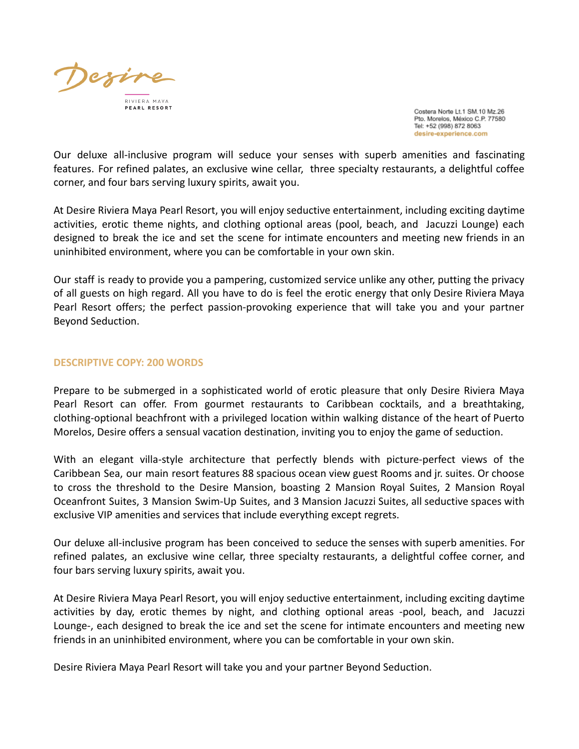Our deluxe all-inclusive program will seduce your senses with superb amenities and fascinating features. For refined palates, an exclusive wine cellar, three specialty restaurants, a delightful coffee corner, and four bars serving luxury spirits, await you.

At Desire Riviera Maya Pearl Resort, you will enjoy seductive entertainment, including exciting daytime activities, erotic theme nights, and clothing optional areas (pool, beach, and Jacuzzi Lounge) each designed to break the ice and set the scene for intimate encounters and meeting new friends in an uninhibited environment, where you can be comfortable in your own skin.

Our staff is ready to provide you a pampering, customized service unlike any other, putting the privacy of all guests on high regard. All you have to do is feel the erotic energy that only Desire Riviera Maya Pearl Resort offers; the perfect passion-provoking experience that will take you and your partner Beyond Seduction.

## DESCRIPTIVE COPY: 200 WORDS

Prepare to be submerged in a sophisticated world of erotic pleasure that only Desire Riviera Maya Pearl Resort can offer. From gourmet restaurants to Caribbean cocktails, and a breathtaking, clothing-optional beachfront with a privileged location within walking distance of the heart of Puerto Morelos, Desire offers a sensual vacation destination, inviting you to enjoy the game of seduction.

With an elegant villa-style architecture that perfectly blends with picture-perfect views of the Caribbean Sea, our main resort features 88 spacious ocean view guest Rooms and jr. suites. Or choose to cross the threshold to the Desire Mansion, boasting 2 Mansion Royal Suites, 2 Mansion Royal Oceanfront Suites, 3 Mansion Swim-Up Suites, and 3 Mansion Jacuzzi Suites, all seductive spaces with exclusive VIP amenities and services that include everything except regrets.

Our deluxe all-inclusive program has been conceived to seduce the senses with superb amenities. For refined palates, an exclusive wine cellar, three specialty restaurants, a delightful coffee corner, and four bars serving luxury spirits, await you.

At Desire Riviera Maya Pearl Resort, you will enjoy seductive entertainment, including exciting daytime activities by day, erotic themes by night, and clothing optional areas -pool, beach, and Jacuzzi Lounge-, each designed to break the ice and set the scene for intimate encounters and meeting new friends in an uninhibited environment, where you can be comfortable in your own skin.

Desire Riviera Maya Pearl Resort will take you and your partner Beyond Seduction.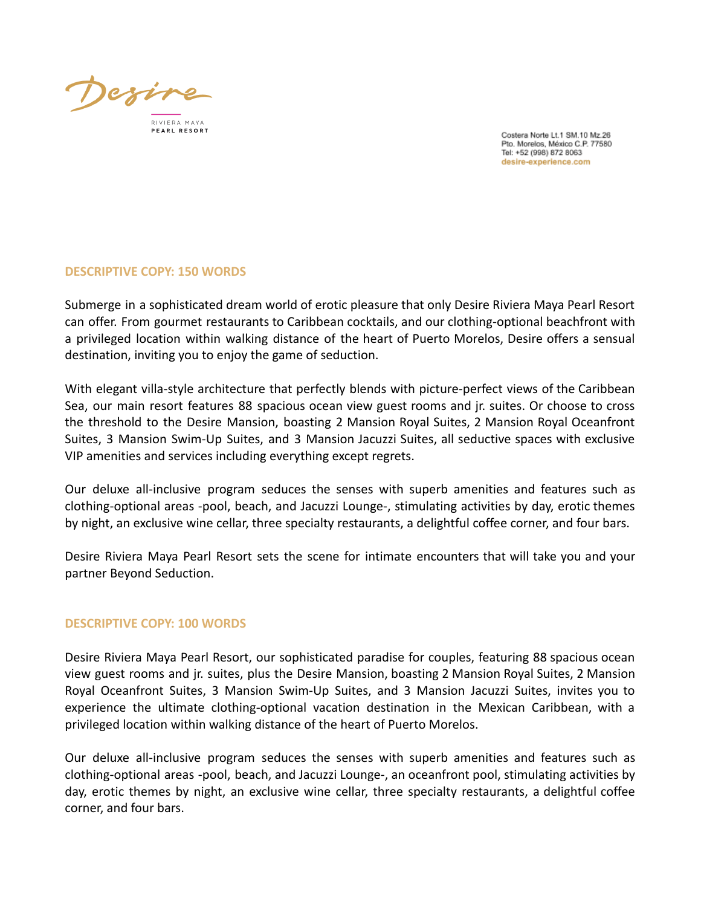Desire

RIVIERA MAYA
PEARL RESORT

Costera Norte Lt.1 SM.10 Mz.26
Pto. Morelos, México C.P. 77580
Tel: +52 (998) 872 8063
desire-experience.com

**DESCRIPTIVE COPY: 150 WORDS**

Submerge in a sophisticated dream world of erotic pleasure that only Desire Riviera Maya Pearl Resort can offer. From gourmet restaurants to Caribbean cocktails, and our clothing-optional beachfront with a privileged location within walking distance of the heart of Puerto Morelos, Desire offers a sensual destination, inviting you to enjoy the game of seduction.

With elegant villa-style architecture that perfectly blends with picture-perfect views of the Caribbean Sea, our main resort features 88 spacious ocean view guest rooms and jr. suites. Or choose to cross the threshold to the Desire Mansion, boasting 2 Mansion Royal Suites, 2 Mansion Royal Oceanfront Suites, 3 Mansion Swim-Up Suites, and 3 Mansion Jacuzzi Suites, all seductive spaces with exclusive VIP amenities and services including everything except regrets.

Our deluxe all-inclusive program seduces the senses with superb amenities and features such as clothing-optional areas -pool, beach, and Jacuzzi Lounge-, stimulating activities by day, erotic themes by night, an exclusive wine cellar, three specialty restaurants, a delightful coffee corner, and four bars.

Desire Riviera Maya Pearl Resort sets the scene for intimate encounters that will take you and your partner Beyond Seduction.

**DESCRIPTIVE COPY: 100 WORDS**

Desire Riviera Maya Pearl Resort, our sophisticated paradise for couples, featuring 88 spacious ocean view guest rooms and jr. suites, plus the Desire Mansion, boasting 2 Mansion Royal Suites, 2 Mansion Royal Oceanfront Suites, 3 Mansion Swim-Up Suites, and 3 Mansion Jacuzzi Suites, invites you to experience the ultimate clothing-optional vacation destination in the Mexican Caribbean, with a privileged location within walking distance of the heart of Puerto Morelos.

Our deluxe all-inclusive program seduces the senses with superb amenities and features such as clothing-optional areas -pool, beach, and Jacuzzi Lounge-, an oceanfront pool, stimulating activities by day, erotic themes by night, an exclusive wine cellar, three specialty restaurants, a delightful coffee corner, and four bars.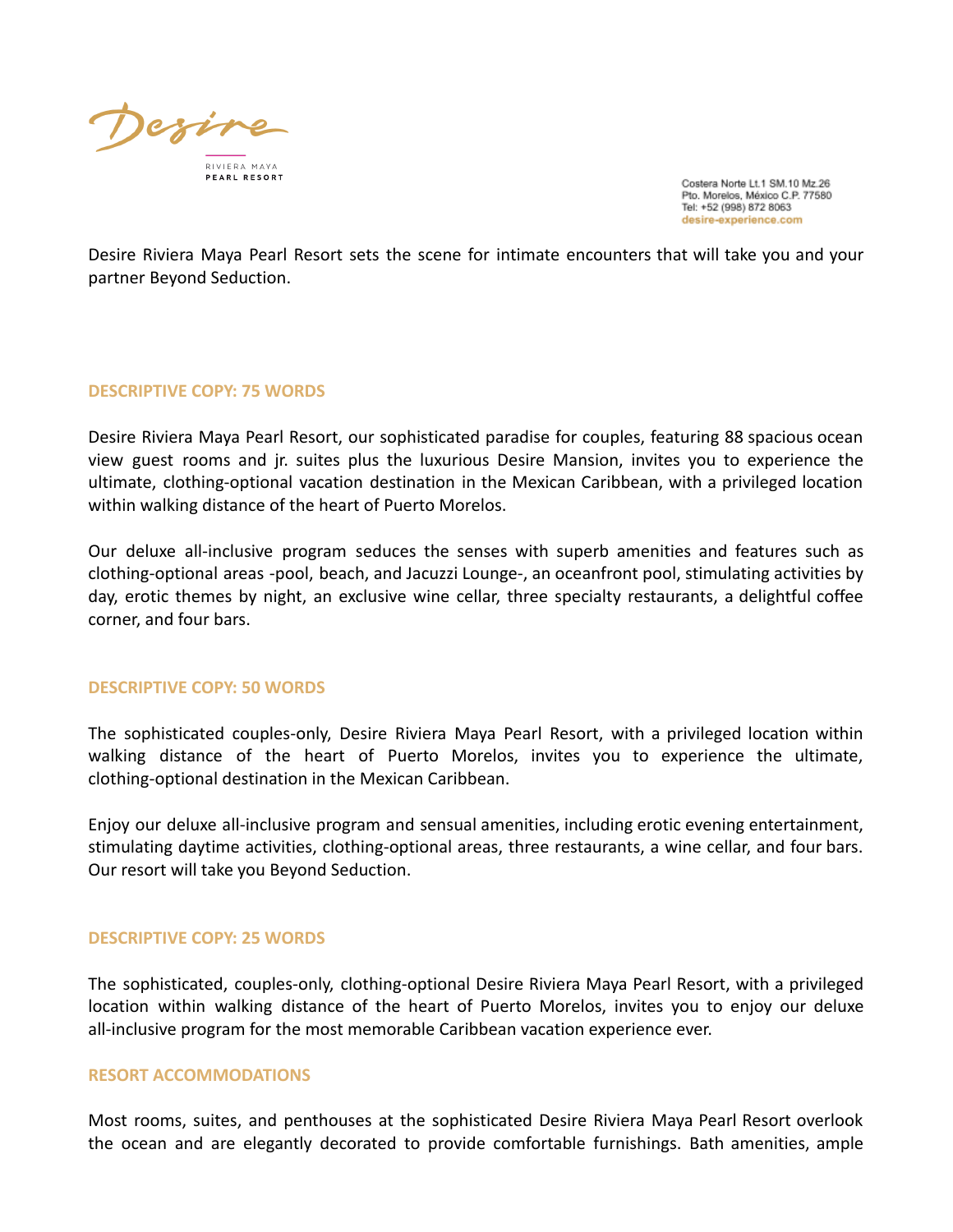Desire

RIVIERA MAYA
PEARL RESORT

Costera Norte Lt.1 SM.10 Mz.26
Pto. Morelos, México C.P. 77580
Tel: +52 (998) 872 8063
desire-experience.com

Desire Riviera Maya Pearl Resort sets the scene for intimate encounters that will take you and your partner Beyond Seduction.

## DESCRIPTIVE COPY: 75 WORDS

Desire Riviera Maya Pearl Resort, our sophisticated paradise for couples, featuring 88 spacious ocean view guest rooms and jr. suites plus the luxurious Desire Mansion, invites you to experience the ultimate, clothing-optional vacation destination in the Mexican Caribbean, with a privileged location within walking distance of the heart of Puerto Morelos.

Our deluxe all-inclusive program seduces the senses with superb amenities and features such as clothing-optional areas -pool, beach, and Jacuzzi Lounge-, an oceanfront pool, stimulating activities by day, erotic themes by night, an exclusive wine cellar, three specialty restaurants, a delightful coffee corner, and four bars.

## DESCRIPTIVE COPY: 50 WORDS

The sophisticated couples-only, Desire Riviera Maya Pearl Resort, with a privileged location within walking distance of the heart of Puerto Morelos, invites you to experience the ultimate, clothing-optional destination in the Mexican Caribbean.

Enjoy our deluxe all-inclusive program and sensual amenities, including erotic evening entertainment, stimulating daytime activities, clothing-optional areas, three restaurants, a wine cellar, and four bars. Our resort will take you Beyond Seduction.

## DESCRIPTIVE COPY: 25 WORDS

The sophisticated, couples-only, clothing-optional Desire Riviera Maya Pearl Resort, with a privileged location within walking distance of the heart of Puerto Morelos, invites you to enjoy our deluxe all-inclusive program for the most memorable Caribbean vacation experience ever.

## RESORT ACCOMMODATIONS

Most rooms, suites, and penthouses at the sophisticated Desire Riviera Maya Pearl Resort overlook the ocean and are elegantly decorated to provide comfortable furnishings. Bath amenities, ample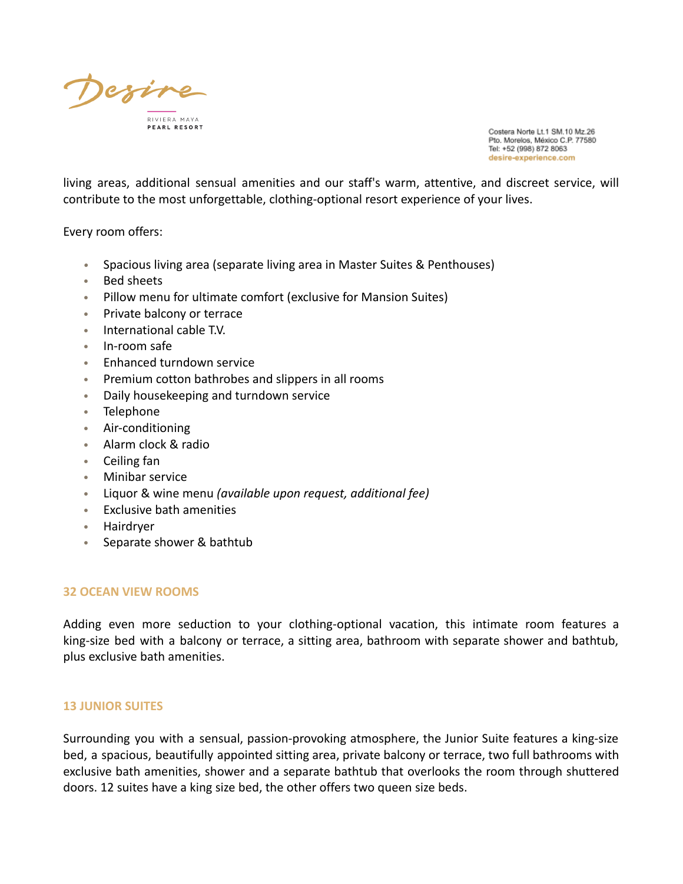living areas, additional sensual amenities and our staff's warm, attentive, and discreet service, will contribute to the most unforgettable, clothing-optional resort experience of your lives.

Every room offers:

- Spacious living area (separate living area in Master Suites & Penthouses)
- Bed sheets
- Pillow menu for ultimate comfort (exclusive for Mansion Suites)
- Private balcony or terrace
- International cable T.V.
- In-room safe
- Enhanced turndown service
- Premium cotton bathrobes and slippers in all rooms
- Daily housekeeping and turndown service
- Telephone
- Air-conditioning
- Alarm clock & radio
- Ceiling fan
- Minibar service
- Liquor & wine menu *(available upon request, additional fee)*
- Exclusive bath amenities
- Hairdryer
- Separate shower & bathtub

### 32 OCEAN VIEW ROOMS

Adding even more seduction to your clothing-optional vacation, this intimate room features a king-size bed with a balcony or terrace, a sitting area, bathroom with separate shower and bathtub, plus exclusive bath amenities.

### 13 JUNIOR SUITES

Surrounding you with a sensual, passion-provoking atmosphere, the Junior Suite features a king-size bed, a spacious, beautifully appointed sitting area, private balcony or terrace, two full bathrooms with exclusive bath amenities, shower and a separate bathtub that overlooks the room through shuttered doors. 12 suites have a king size bed, the other offers two queen size beds.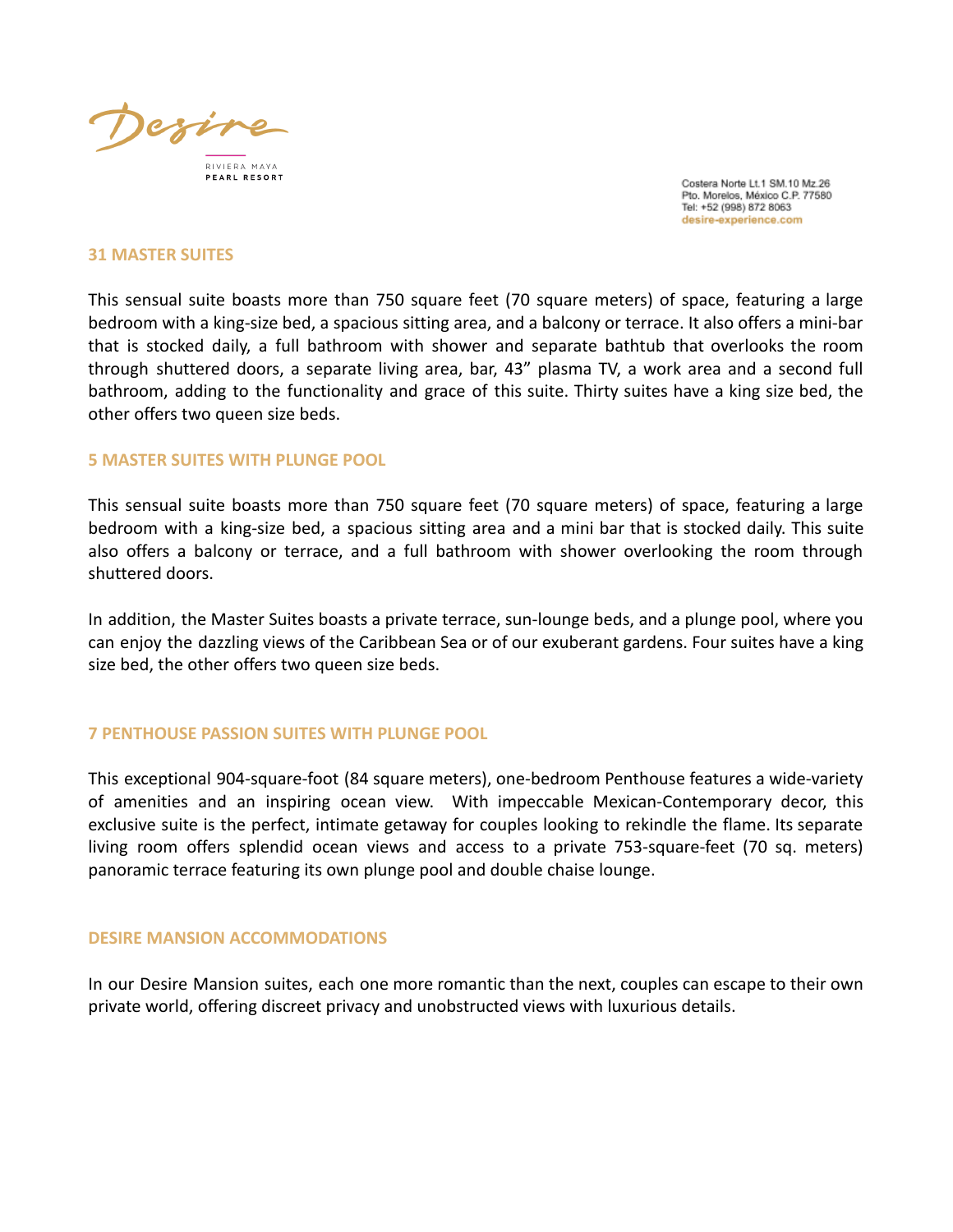## 31 MASTER SUITES

This sensual suite boasts more than 750 square feet (70 square meters) of space, featuring a large bedroom with a king-size bed, a spacious sitting area, and a balcony or terrace. It also offers a mini-bar that is stocked daily, a full bathroom with shower and separate bathtub that overlooks the room through shuttered doors, a separate living area, bar, 43" plasma TV, a work area and a second full bathroom, adding to the functionality and grace of this suite. Thirty suites have a king size bed, the other offers two queen size beds.

## 5 MASTER SUITES WITH PLUNGE POOL

This sensual suite boasts more than 750 square feet (70 square meters) of space, featuring a large bedroom with a king-size bed, a spacious sitting area and a mini bar that is stocked daily. This suite also offers a balcony or terrace, and a full bathroom with shower overlooking the room through shuttered doors.

In addition, the Master Suites boasts a private terrace, sun-lounge beds, and a plunge pool, where you can enjoy the dazzling views of the Caribbean Sea or of our exuberant gardens. Four suites have a king size bed, the other offers two queen size beds.

## 7 PENTHOUSE PASSION SUITES WITH PLUNGE POOL

This exceptional 904-square-foot (84 square meters), one-bedroom Penthouse features a wide-variety of amenities and an inspiring ocean view. With impeccable Mexican-Contemporary decor, this exclusive suite is the perfect, intimate getaway for couples looking to rekindle the flame. Its separate living room offers splendid ocean views and access to a private 753-square-feet (70 sq. meters) panoramic terrace featuring its own plunge pool and double chaise lounge.

## DESIRE MANSION ACCOMMODATIONS

In our Desire Mansion suites, each one more romantic than the next, couples can escape to their own private world, offering discreet privacy and unobstructed views with luxurious details.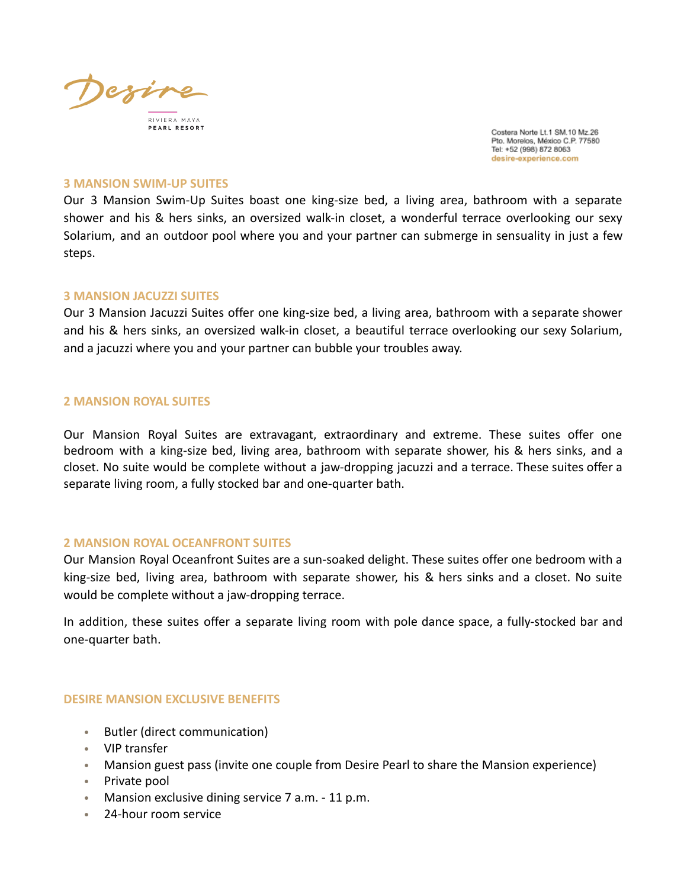## 3 MANSION SWIM-UP SUITES

Our 3 Mansion Swim-Up Suites boast one king-size bed, a living area, bathroom with a separate shower and his & hers sinks, an oversized walk-in closet, a wonderful terrace overlooking our sexy Solarium, and an outdoor pool where you and your partner can submerge in sensuality in just a few steps.

## 3 MANSION JACUZZI SUITES

Our 3 Mansion Jacuzzi Suites offer one king-size bed, a living area, bathroom with a separate shower and his & hers sinks, an oversized walk-in closet, a beautiful terrace overlooking our sexy Solarium, and a jacuzzi where you and your partner can bubble your troubles away.

## 2 MANSION ROYAL SUITES

Our Mansion Royal Suites are extravagant, extraordinary and extreme. These suites offer one bedroom with a king-size bed, living area, bathroom with separate shower, his & hers sinks, and a closet. No suite would be complete without a jaw-dropping jacuzzi and a terrace. These suites offer a separate living room, a fully stocked bar and one-quarter bath.

## 2 MANSION ROYAL OCEANFRONT SUITES

Our Mansion Royal Oceanfront Suites are a sun-soaked delight. These suites offer one bedroom with a king-size bed, living area, bathroom with separate shower, his & hers sinks and a closet. No suite would be complete without a jaw-dropping terrace.

In addition, these suites offer a separate living room with pole dance space, a fully-stocked bar and one-quarter bath.

## DESIRE MANSION EXCLUSIVE BENEFITS

- Butler (direct communication)
- VIP transfer
- Mansion guest pass (invite one couple from Desire Pearl to share the Mansion experience)
- Private pool
- Mansion exclusive dining service 7 a.m. - 11 p.m.
- 24-hour room service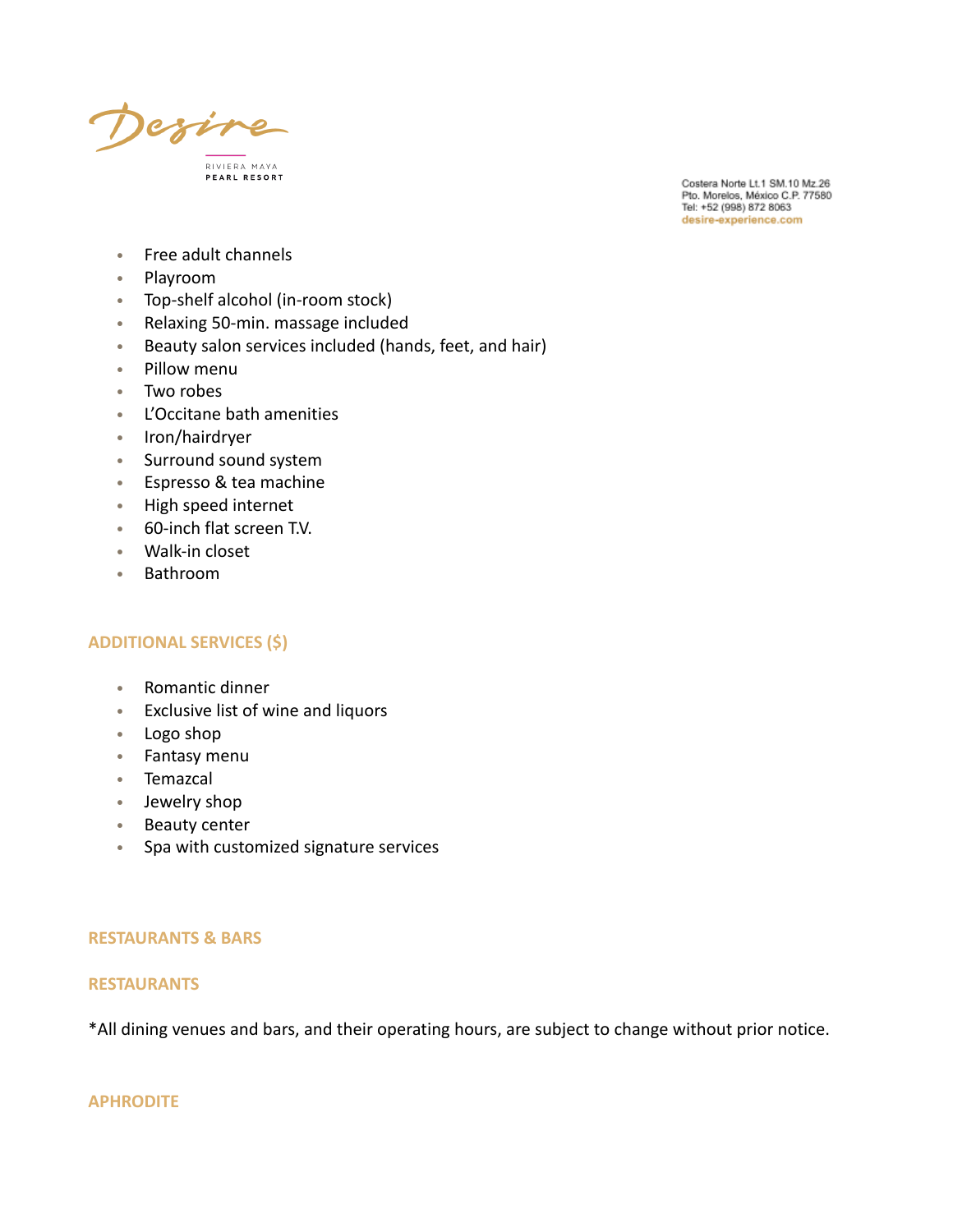- Free adult channels
- Playroom
- Top-shelf alcohol (in-room stock)
- Relaxing 50-min. massage included
- Beauty salon services included (hands, feet, and hair)
- Pillow menu
- Two robes
- L'Occitane bath amenities
- Iron/hairdryer
- Surround sound system
- Espresso & tea machine
- High speed internet
- 60-inch flat screen T.V.
- Walk-in closet
- Bathroom

## ADDITIONAL SERVICES ($)

- Romantic dinner
- Exclusive list of wine and liquors
- Logo shop
- Fantasy menu
- Temazcal
- Jewelry shop
- Beauty center
- Spa with customized signature services

## RESTAURANTS & BARS

### RESTAURANTS

*All dining venues and bars, and their operating hours, are subject to change without prior notice.

### APHRODITE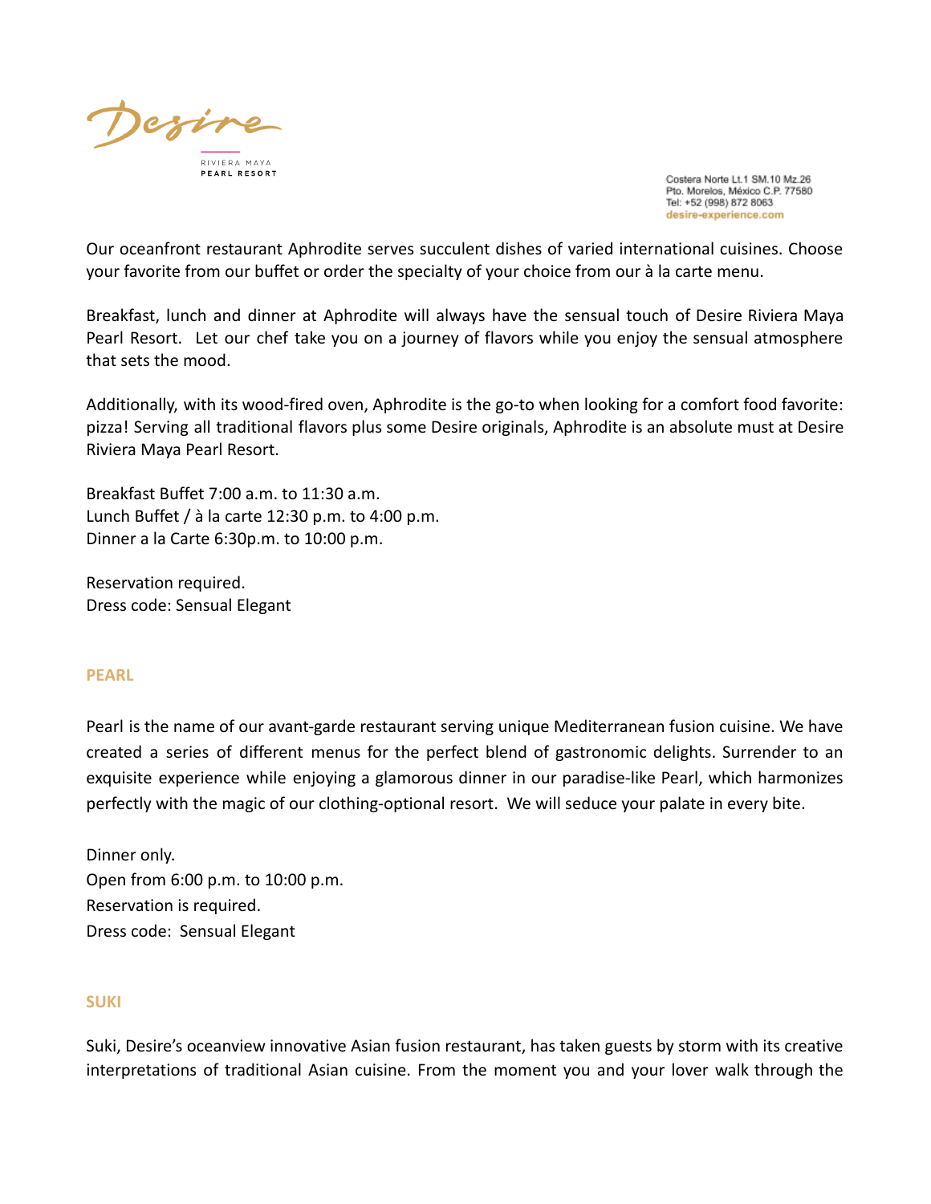Our oceanfront restaurant Aphrodite serves succulent dishes of varied international cuisines. Choose your favorite from our buffet or order the specialty of your choice from our à la carte menu.

Breakfast, lunch and dinner at Aphrodite will always have the sensual touch of Desire Riviera Maya Pearl Resort. Let our chef take you on a journey of flavors while you enjoy the sensual atmosphere that sets the mood.

Additionally, with its wood-fired oven, Aphrodite is the go-to when looking for a comfort food favorite: pizza! Serving all traditional flavors plus some Desire originals, Aphrodite is an absolute must at Desire Riviera Maya Pearl Resort.

Breakfast Buffet 7:00 a.m. to 11:30 a.m.
Lunch Buffet / à la carte 12:30 p.m. to 4:00 p.m.
Dinner a la Carte 6:30p.m. to 10:00 p.m.

Reservation required.
Dress code: Sensual Elegant

## PEARL

Pearl is the name of our avant-garde restaurant serving unique Mediterranean fusion cuisine. We have created a series of different menus for the perfect blend of gastronomic delights. Surrender to an exquisite experience while enjoying a glamorous dinner in our paradise-like Pearl, which harmonizes perfectly with the magic of our clothing-optional resort. We will seduce your palate in every bite.

Dinner only.
Open from 6:00 p.m. to 10:00 p.m.
Reservation is required.
Dress code: Sensual Elegant

## SUKI

Suki, Desire's oceanview innovative Asian fusion restaurant, has taken guests by storm with its creative interpretations of traditional Asian cuisine. From the moment you and your lover walk through the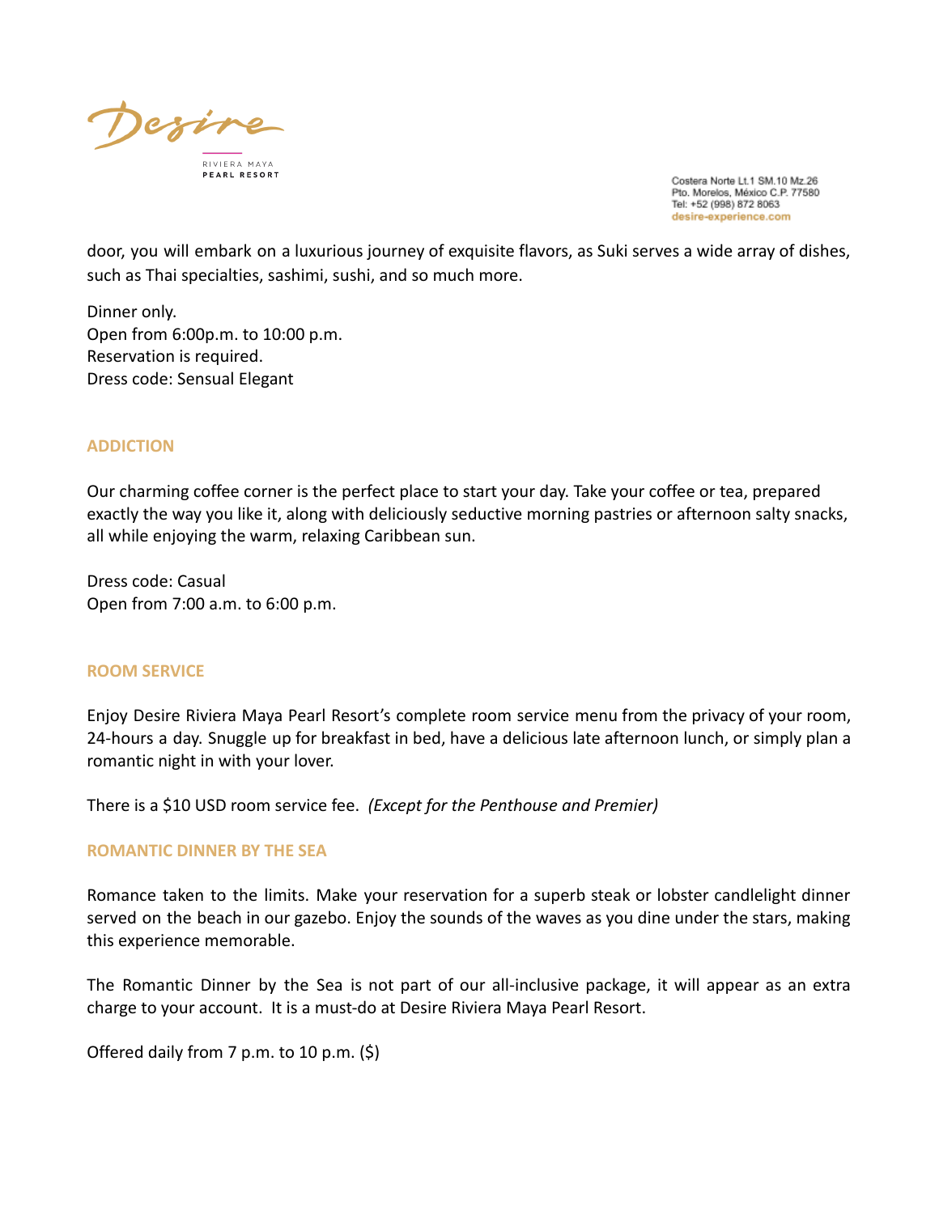door, you will embark on a luxurious journey of exquisite flavors, as Suki serves a wide array of dishes, such as Thai specialties, sashimi, sushi, and so much more.

Dinner only.
Open from 6:00p.m. to 10:00 p.m.
Reservation is required.
Dress code: Sensual Elegant

### ADDICTION

Our charming coffee corner is the perfect place to start your day. Take your coffee or tea, prepared exactly the way you like it, along with deliciously seductive morning pastries or afternoon salty snacks, all while enjoying the warm, relaxing Caribbean sun.

Dress code: Casual
Open from 7:00 a.m. to 6:00 p.m.

### ROOM SERVICE

Enjoy Desire Riviera Maya Pearl Resort's complete room service menu from the privacy of your room, 24-hours a day. Snuggle up for breakfast in bed, have a delicious late afternoon lunch, or simply plan a romantic night in with your lover.

There is a $10 USD room service fee. *(Except for the Penthouse and Premier)*

### ROMANTIC DINNER BY THE SEA

Romance taken to the limits. Make your reservation for a superb steak or lobster candlelight dinner served on the beach in our gazebo. Enjoy the sounds of the waves as you dine under the stars, making this experience memorable.

The Romantic Dinner by the Sea is not part of our all-inclusive package, it will appear as an extra charge to your account. It is a must-do at Desire Riviera Maya Pearl Resort.

Offered daily from 7 p.m. to 10 p.m. ($)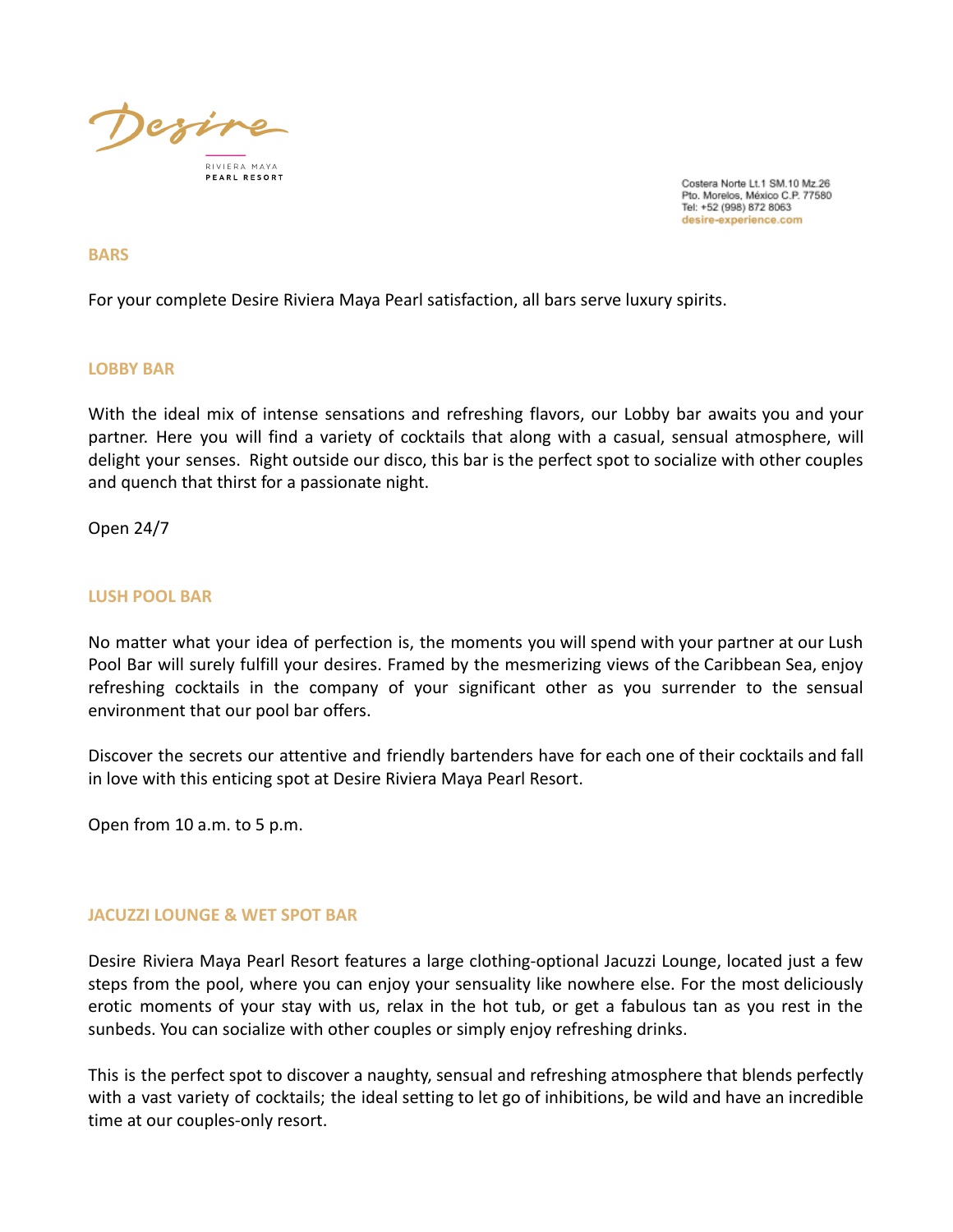Costera Norte Lt.1 SM.10 Mz.26
Pto. Morelos, México C.P. 77580
Tel: +52 (998) 872 8063
desire-experience.com

## BARS

For your complete Desire Riviera Maya Pearl satisfaction, all bars serve luxury spirits.

## LOBBY BAR

With the ideal mix of intense sensations and refreshing flavors, our Lobby bar awaits you and your partner. Here you will find a variety of cocktails that along with a casual, sensual atmosphere, will delight your senses. Right outside our disco, this bar is the perfect spot to socialize with other couples and quench that thirst for a passionate night.

Open 24/7

## LUSH POOL BAR

No matter what your idea of perfection is, the moments you will spend with your partner at our Lush Pool Bar will surely fulfill your desires. Framed by the mesmerizing views of the Caribbean Sea, enjoy refreshing cocktails in the company of your significant other as you surrender to the sensual environment that our pool bar offers.

Discover the secrets our attentive and friendly bartenders have for each one of their cocktails and fall in love with this enticing spot at Desire Riviera Maya Pearl Resort.

Open from 10 a.m. to 5 p.m.

## JACUZZI LOUNGE & WET SPOT BAR

Desire Riviera Maya Pearl Resort features a large clothing-optional Jacuzzi Lounge, located just a few steps from the pool, where you can enjoy your sensuality like nowhere else. For the most deliciously erotic moments of your stay with us, relax in the hot tub, or get a fabulous tan as you rest in the sunbeds. You can socialize with other couples or simply enjoy refreshing drinks.

This is the perfect spot to discover a naughty, sensual and refreshing atmosphere that blends perfectly with a vast variety of cocktails; the ideal setting to let go of inhibitions, be wild and have an incredible time at our couples-only resort.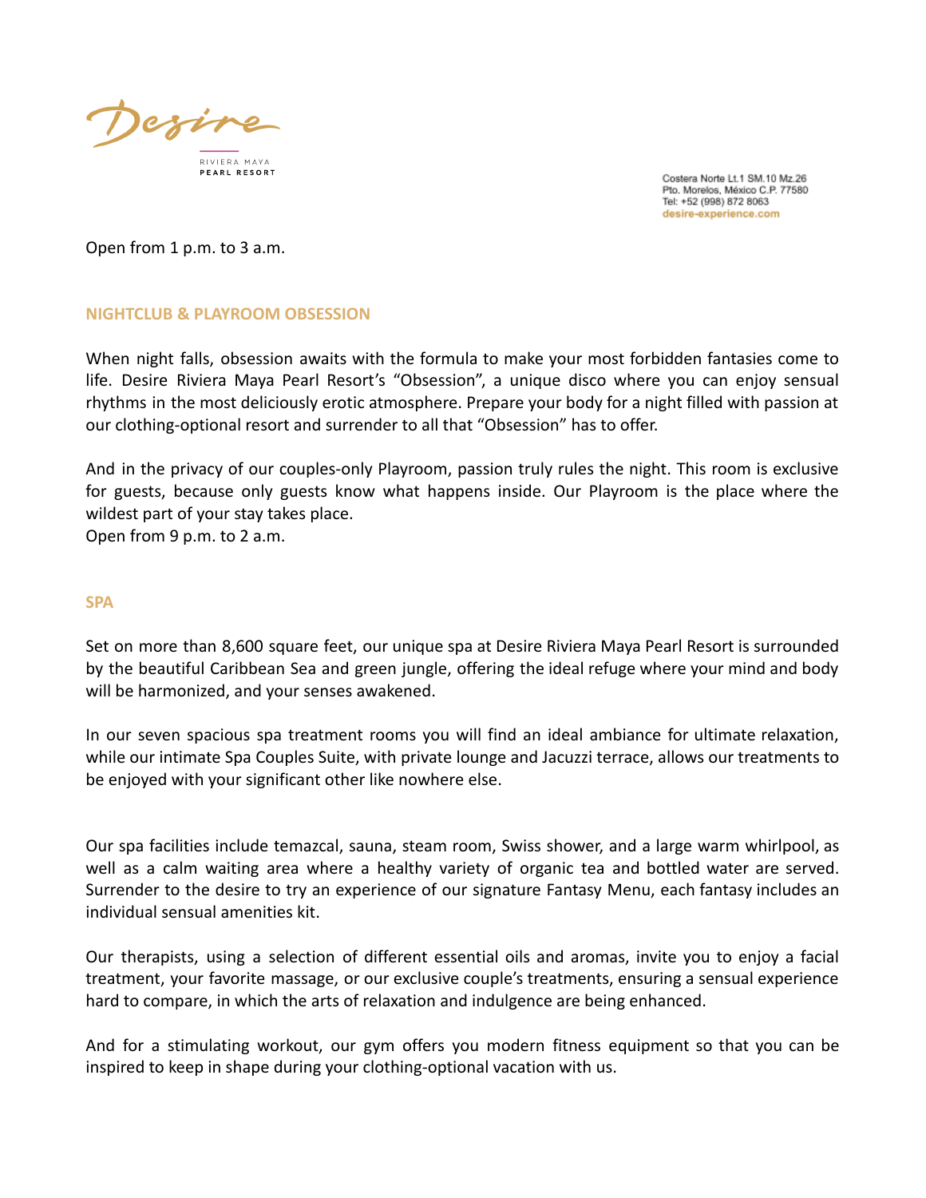Open from 1 p.m. to 3 a.m.

## NIGHTCLUB & PLAYROOM OBSESSION

When night falls, obsession awaits with the formula to make your most forbidden fantasies come to life. Desire Riviera Maya Pearl Resort's "Obsession", a unique disco where you can enjoy sensual rhythms in the most deliciously erotic atmosphere. Prepare your body for a night filled with passion at our clothing-optional resort and surrender to all that "Obsession" has to offer.

And in the privacy of our couples-only Playroom, passion truly rules the night. This room is exclusive for guests, because only guests know what happens inside. Our Playroom is the place where the wildest part of your stay takes place.
Open from 9 p.m. to 2 a.m.

## SPA

Set on more than 8,600 square feet, our unique spa at Desire Riviera Maya Pearl Resort is surrounded by the beautiful Caribbean Sea and green jungle, offering the ideal refuge where your mind and body will be harmonized, and your senses awakened.

In our seven spacious spa treatment rooms you will find an ideal ambiance for ultimate relaxation, while our intimate Spa Couples Suite, with private lounge and Jacuzzi terrace, allows our treatments to be enjoyed with your significant other like nowhere else.

Our spa facilities include temazcal, sauna, steam room, Swiss shower, and a large warm whirlpool, as well as a calm waiting area where a healthy variety of organic tea and bottled water are served. Surrender to the desire to try an experience of our signature Fantasy Menu, each fantasy includes an individual sensual amenities kit.

Our therapists, using a selection of different essential oils and aromas, invite you to enjoy a facial treatment, your favorite massage, or our exclusive couple's treatments, ensuring a sensual experience hard to compare, in which the arts of relaxation and indulgence are being enhanced.

And for a stimulating workout, our gym offers you modern fitness equipment so that you can be inspired to keep in shape during your clothing-optional vacation with us.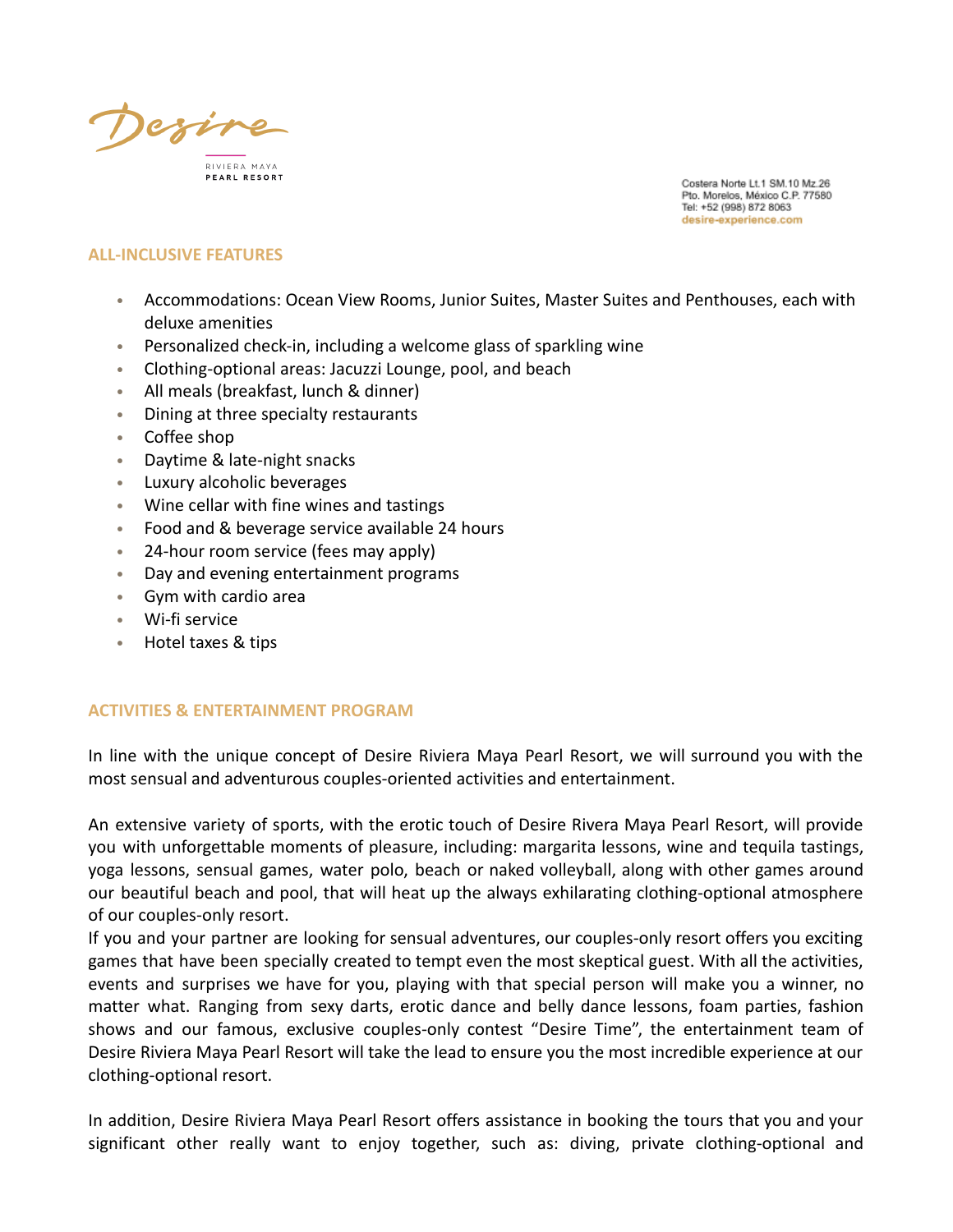Desire

RIVIERA MAYA
PEARL RESORT

Costera Norte Lt.1 SM.10 Mz.26
Pto. Morelos, México C.P. 77580
Tel: +52 (998) 872 8063
desire-experience.com

## ALL-INCLUSIVE FEATURES

- Accommodations: Ocean View Rooms, Junior Suites, Master Suites and Penthouses, each with deluxe amenities
- Personalized check-in, including a welcome glass of sparkling wine
- Clothing-optional areas: Jacuzzi Lounge, pool, and beach
- All meals (breakfast, lunch & dinner)
- Dining at three specialty restaurants
- Coffee shop
- Daytime & late-night snacks
- Luxury alcoholic beverages
- Wine cellar with fine wines and tastings
- Food and & beverage service available 24 hours
- 24-hour room service (fees may apply)
- Day and evening entertainment programs
- Gym with cardio area
- Wi-fi service
- Hotel taxes & tips

## ACTIVITIES & ENTERTAINMENT PROGRAM

In line with the unique concept of Desire Riviera Maya Pearl Resort, we will surround you with the most sensual and adventurous couples-oriented activities and entertainment.

An extensive variety of sports, with the erotic touch of Desire Rivera Maya Pearl Resort, will provide you with unforgettable moments of pleasure, including: margarita lessons, wine and tequila tastings, yoga lessons, sensual games, water polo, beach or naked volleyball, along with other games around our beautiful beach and pool, that will heat up the always exhilarating clothing-optional atmosphere of our couples-only resort.
If you and your partner are looking for sensual adventures, our couples-only resort offers you exciting games that have been specially created to tempt even the most skeptical guest. With all the activities, events and surprises we have for you, playing with that special person will make you a winner, no matter what. Ranging from sexy darts, erotic dance and belly dance lessons, foam parties, fashion shows and our famous, exclusive couples-only contest "Desire Time", the entertainment team of Desire Riviera Maya Pearl Resort will take the lead to ensure you the most incredible experience at our clothing-optional resort.

In addition, Desire Riviera Maya Pearl Resort offers assistance in booking the tours that you and your significant other really want to enjoy together, such as: diving, private clothing-optional and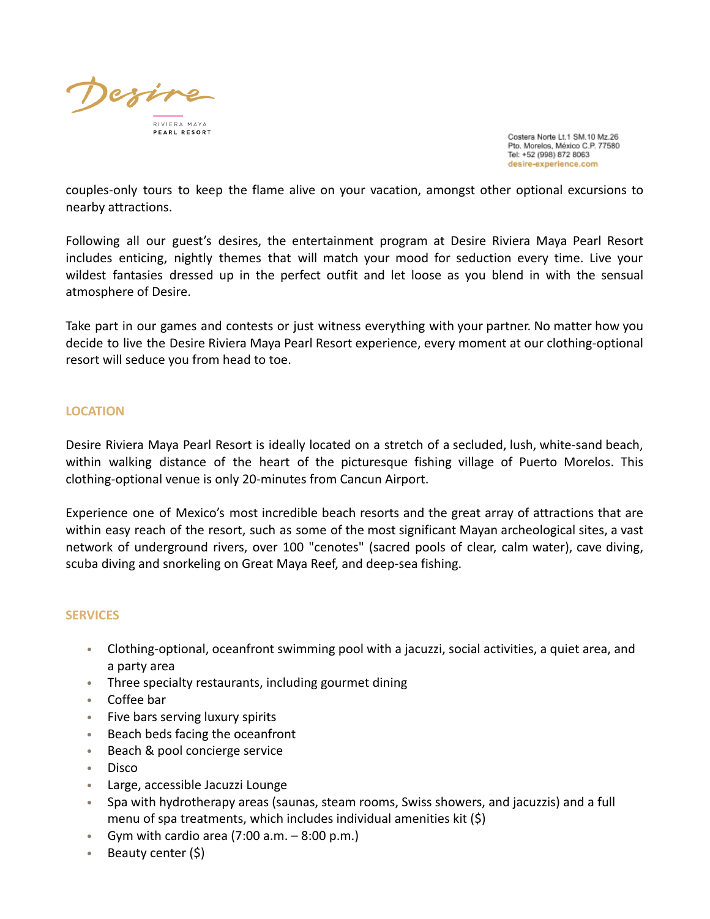couples-only tours to keep the flame alive on your vacation, amongst other optional excursions to nearby attractions.

Following all our guest's desires, the entertainment program at Desire Riviera Maya Pearl Resort includes enticing, nightly themes that will match your mood for seduction every time. Live your wildest fantasies dressed up in the perfect outfit and let loose as you blend in with the sensual atmosphere of Desire.

Take part in our games and contests or just witness everything with your partner. No matter how you decide to live the Desire Riviera Maya Pearl Resort experience, every moment at our clothing-optional resort will seduce you from head to toe.

## LOCATION

Desire Riviera Maya Pearl Resort is ideally located on a stretch of a secluded, lush, white-sand beach, within walking distance of the heart of the picturesque fishing village of Puerto Morelos. This clothing-optional venue is only 20-minutes from Cancun Airport.

Experience one of Mexico's most incredible beach resorts and the great array of attractions that are within easy reach of the resort, such as some of the most significant Mayan archeological sites, a vast network of underground rivers, over 100 "cenotes" (sacred pools of clear, calm water), cave diving, scuba diving and snorkeling on Great Maya Reef, and deep-sea fishing.

## SERVICES

- Clothing-optional, oceanfront swimming pool with a jacuzzi, social activities, a quiet area, and a party area
- Three specialty restaurants, including gourmet dining
- Coffee bar
- Five bars serving luxury spirits
- Beach beds facing the oceanfront
- Beach & pool concierge service
- Disco
- Large, accessible Jacuzzi Lounge
- Spa with hydrotherapy areas (saunas, steam rooms, Swiss showers, and jacuzzis) and a full menu of spa treatments, which includes individual amenities kit ($)
- Gym with cardio area (7:00 a.m. – 8:00 p.m.)
- Beauty center ($)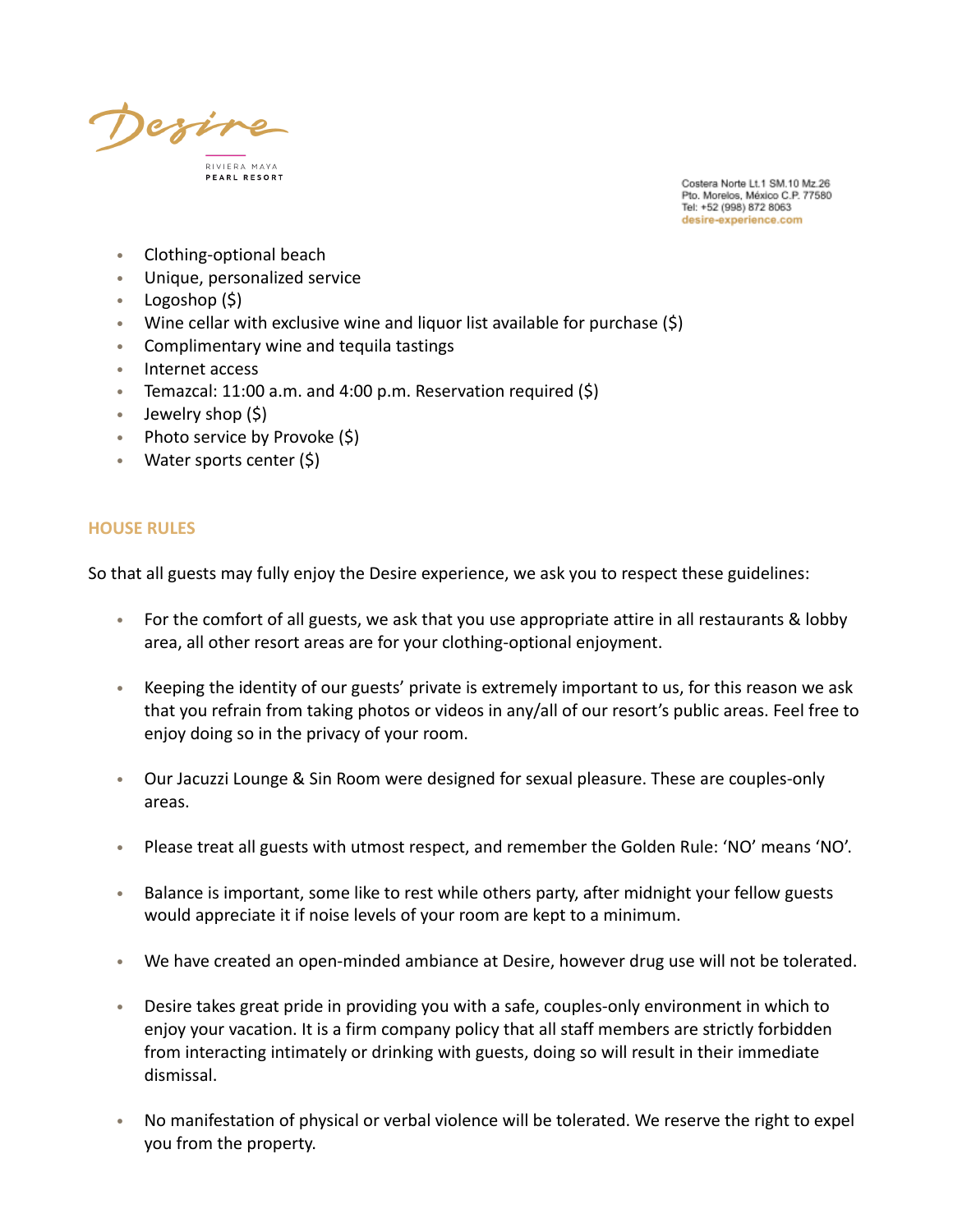- Clothing-optional beach
- Unique, personalized service
- Logoshop ($)
- Wine cellar with exclusive wine and liquor list available for purchase ($)
- Complimentary wine and tequila tastings
- Internet access
- Temazcal: 11:00 a.m. and 4:00 p.m. Reservation required ($)
- Jewelry shop ($)
- Photo service by Provoke ($)
- Water sports center ($)

## HOUSE RULES

So that all guests may fully enjoy the Desire experience, we ask you to respect these guidelines:

- For the comfort of all guests, we ask that you use appropriate attire in all restaurants & lobby area, all other resort areas are for your clothing-optional enjoyment.

- Keeping the identity of our guests' private is extremely important to us, for this reason we ask that you refrain from taking photos or videos in any/all of our resort's public areas. Feel free to enjoy doing so in the privacy of your room.

- Our Jacuzzi Lounge & Sin Room were designed for sexual pleasure. These are couples-only areas.

- Please treat all guests with utmost respect, and remember the Golden Rule: 'NO' means 'NO'.

- Balance is important, some like to rest while others party, after midnight your fellow guests would appreciate it if noise levels of your room are kept to a minimum.

- We have created an open-minded ambiance at Desire, however drug use will not be tolerated.

- Desire takes great pride in providing you with a safe, couples-only environment in which to enjoy your vacation. It is a firm company policy that all staff members are strictly forbidden from interacting intimately or drinking with guests, doing so will result in their immediate dismissal.

- No manifestation of physical or verbal violence will be tolerated. We reserve the right to expel you from the property.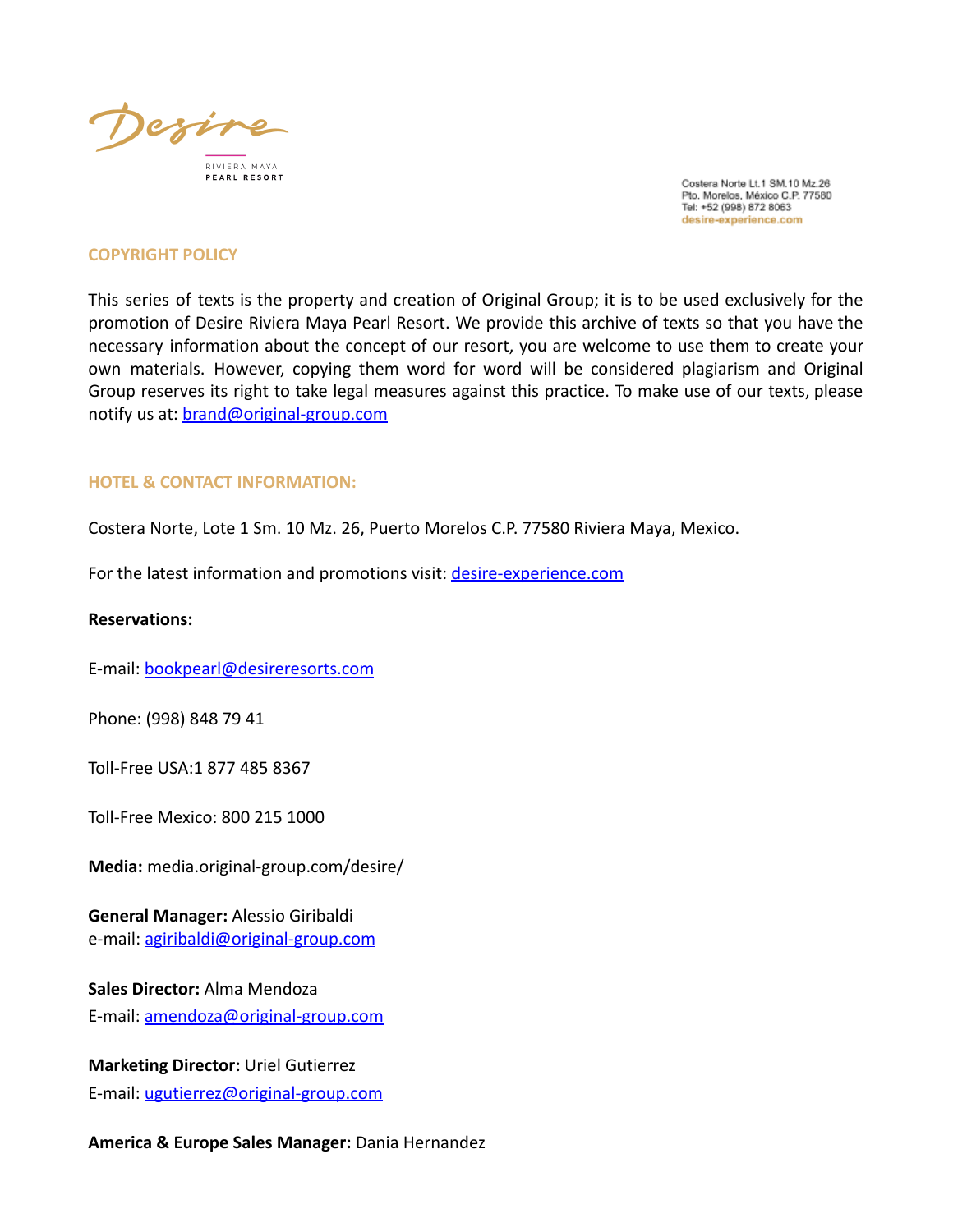Desire

RIVIERA MAYA
PEARL RESORT

Costera Norte Lt.1 SM.10 Mz.26
Pto. Morelos, México C.P. 77580
Tel: +52 (998) 872 8063
desire-experience.com

## COPYRIGHT POLICY

This series of texts is the property and creation of Original Group; it is to be used exclusively for the promotion of Desire Riviera Maya Pearl Resort. We provide this archive of texts so that you have the necessary information about the concept of our resort, you are welcome to use them to create your own materials. However, copying them word for word will be considered plagiarism and Original Group reserves its right to take legal measures against this practice. To make use of our texts, please notify us at: brand@original-group.com

## HOTEL & CONTACT INFORMATION:

Costera Norte, Lote 1 Sm. 10 Mz. 26, Puerto Morelos C.P. 77580 Riviera Maya, Mexico.

For the latest information and promotions visit: desire-experience.com

**Reservations:**

E-mail: bookpearl@desireresorts.com

Phone: (998) 848 79 41

Toll-Free USA:1 877 485 8367

Toll-Free Mexico: 800 215 1000

**Media:** media.original-group.com/desire/

**General Manager:** Alessio Giribaldi
e-mail: agiribaldi@original-group.com

**Sales Director:** Alma Mendoza
E-mail: amendoza@original-group.com

**Marketing Director:** Uriel Gutierrez
E-mail: ugutierrez@original-group.com

**America & Europe Sales Manager:** Dania Hernandez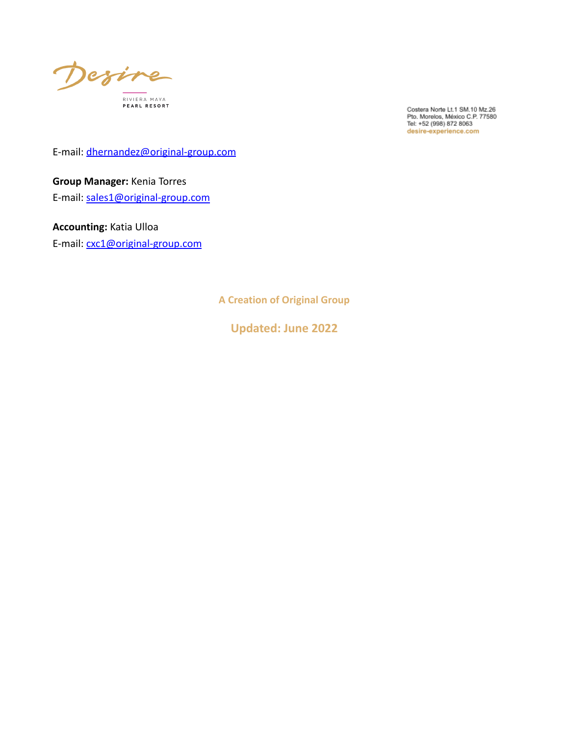Desire

RIVIERA MAYA
PEARL RESORT

Costera Norte Lt.1 SM.10 Mz.26
Pto. Morelos, México C.P. 77580
Tel: +52 (998) 872 8063
desire-experience.com

E-mail: dhernandez@original-group.com

**Group Manager:** Kenia Torres
E-mail: sales1@original-group.com

**Accounting:** Katia Ulloa
E-mail: cxc1@original-group.com

**A Creation of Original Group**

**Updated: June 2022**